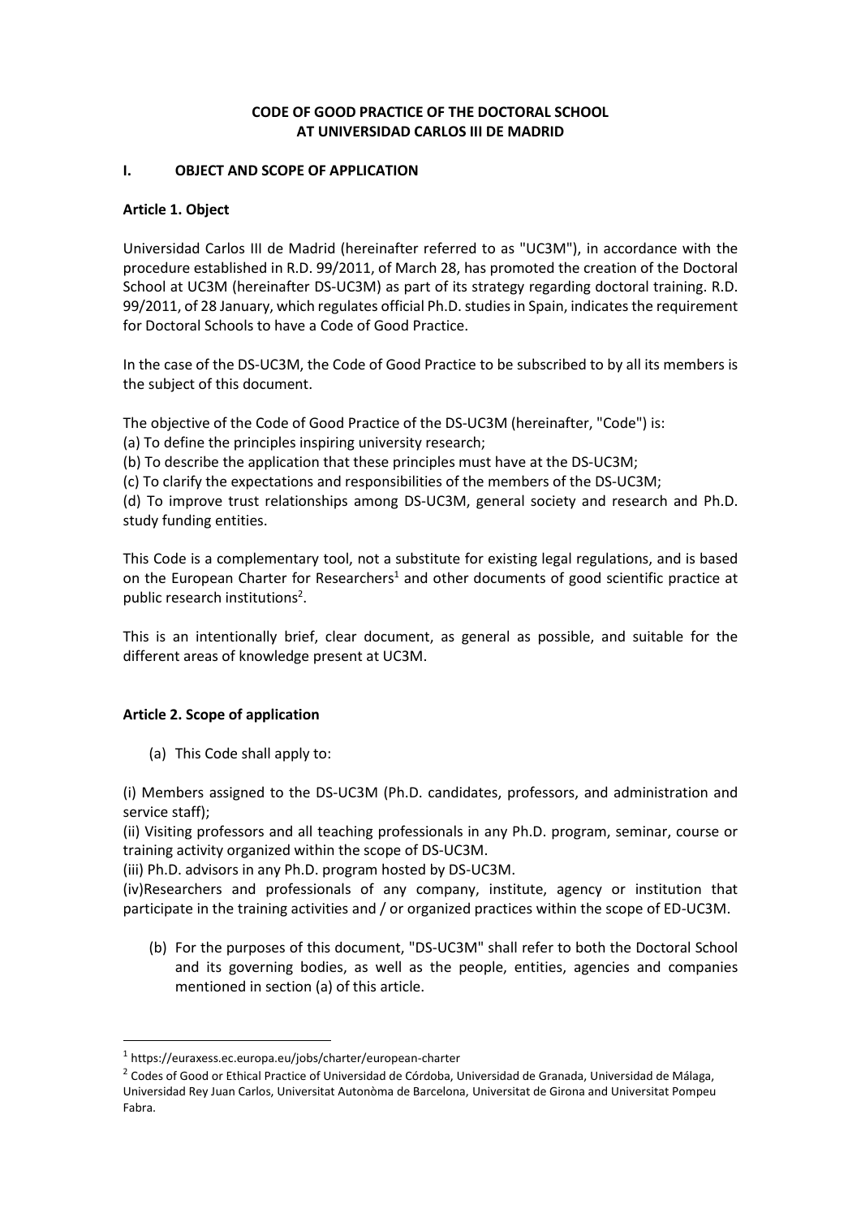# CODE OF GOOD PRACTICE OF THE DOCTORAL SCHOOL AT UNIVERSIDAD CARLOS III DE MADRID

## I. OBJECT AND SCOPE OF APPLICATION

### Article 1. Object

Universidad Carlos III de Madrid (hereinafter referred to as "UC3M"), in accordance with the procedure established in R.D. 99/2011, of March 28, has promoted the creation of the Doctoral School at UC3M (hereinafter DS-UC3M) as part of its strategy regarding doctoral training. R.D. 99/2011, of 28 January, which regulates official Ph.D. studies in Spain, indicates the requirement for Doctoral Schools to have a Code of Good Practice.

In the case of the DS-UC3M, the Code of Good Practice to be subscribed to by all its members is the subject of this document.

The objective of the Code of Good Practice of the DS-UC3M (hereinafter, "Code") is:
(a) To define the principles inspiring university research;
(b) To describe the application that these principles must have at the DS-UC3M;
(c) To clarify the expectations and responsibilities of the members of the DS-UC3M;
(d) To improve trust relationships among DS-UC3M, general society and research and Ph.D. study funding entities.

This Code is a complementary tool, not a substitute for existing legal regulations, and is based on the European Charter for Researchers[1] and other documents of good scientific practice at public research institutions[2].

This is an intentionally brief, clear document, as general as possible, and suitable for the different areas of knowledge present at UC3M.

### Article 2. Scope of application

(a) This Code shall apply to:

(i) Members assigned to the DS-UC3M (Ph.D. candidates, professors, and administration and service staff);
(ii) Visiting professors and all teaching professionals in any Ph.D. program, seminar, course or training activity organized within the scope of DS-UC3M.
(iii) Ph.D. advisors in any Ph.D. program hosted by DS-UC3M.
(iv)Researchers and professionals of any company, institute, agency or institution that participate in the training activities and / or organized practices within the scope of ED-UC3M.

(b) For the purposes of this document, "DS-UC3M" shall refer to both the Doctoral School and its governing bodies, as well as the people, entities, agencies and companies mentioned in section (a) of this article.

---

[1] https://euraxess.ec.europa.eu/jobs/charter/european-charter

[2] Codes of Good or Ethical Practice of Universidad de Córdoba, Universidad de Granada, Universidad de Málaga, Universidad Rey Juan Carlos, Universitat Autonòma de Barcelona, Universitat de Girona and Universitat Pompeu Fabra.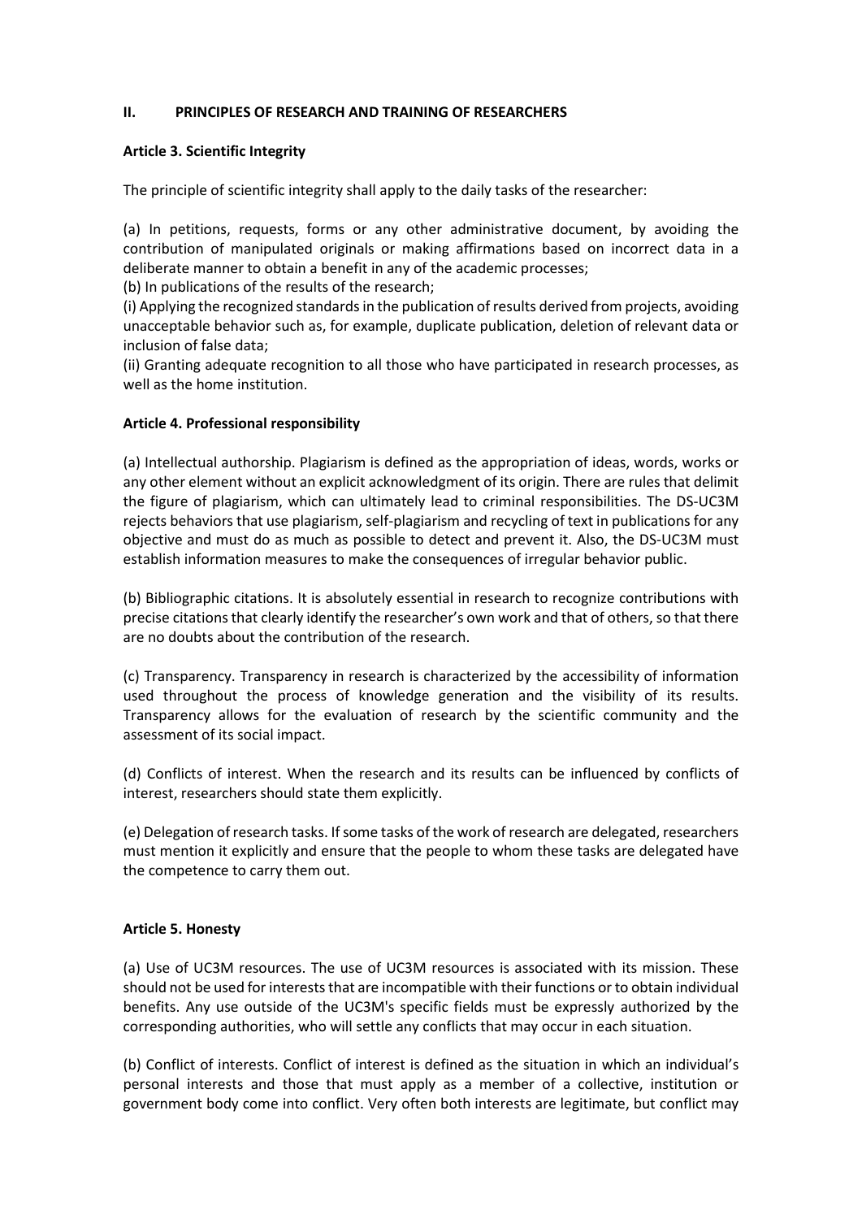## II. PRINCIPLES OF RESEARCH AND TRAINING OF RESEARCHERS

### Article 3. Scientific Integrity

The principle of scientific integrity shall apply to the daily tasks of the researcher:

(a) In petitions, requests, forms or any other administrative document, by avoiding the contribution of manipulated originals or making affirmations based on incorrect data in a deliberate manner to obtain a benefit in any of the academic processes;
(b) In publications of the results of the research;
(i) Applying the recognized standards in the publication of results derived from projects, avoiding unacceptable behavior such as, for example, duplicate publication, deletion of relevant data or inclusion of false data;
(ii) Granting adequate recognition to all those who have participated in research processes, as well as the home institution.

### Article 4. Professional responsibility

(a) Intellectual authorship. Plagiarism is defined as the appropriation of ideas, words, works or any other element without an explicit acknowledgment of its origin. There are rules that delimit the figure of plagiarism, which can ultimately lead to criminal responsibilities. The DS-UC3M rejects behaviors that use plagiarism, self-plagiarism and recycling of text in publications for any objective and must do as much as possible to detect and prevent it. Also, the DS-UC3M must establish information measures to make the consequences of irregular behavior public.

(b) Bibliographic citations. It is absolutely essential in research to recognize contributions with precise citations that clearly identify the researcher's own work and that of others, so that there are no doubts about the contribution of the research.

(c) Transparency. Transparency in research is characterized by the accessibility of information used throughout the process of knowledge generation and the visibility of its results. Transparency allows for the evaluation of research by the scientific community and the assessment of its social impact.

(d) Conflicts of interest. When the research and its results can be influenced by conflicts of interest, researchers should state them explicitly.

(e) Delegation of research tasks. If some tasks of the work of research are delegated, researchers must mention it explicitly and ensure that the people to whom these tasks are delegated have the competence to carry them out.

### Article 5. Honesty

(a) Use of UC3M resources. The use of UC3M resources is associated with its mission. These should not be used for interests that are incompatible with their functions or to obtain individual benefits. Any use outside of the UC3M's specific fields must be expressly authorized by the corresponding authorities, who will settle any conflicts that may occur in each situation.

(b) Conflict of interests. Conflict of interest is defined as the situation in which an individual's personal interests and those that must apply as a member of a collective, institution or government body come into conflict. Very often both interests are legitimate, but conflict may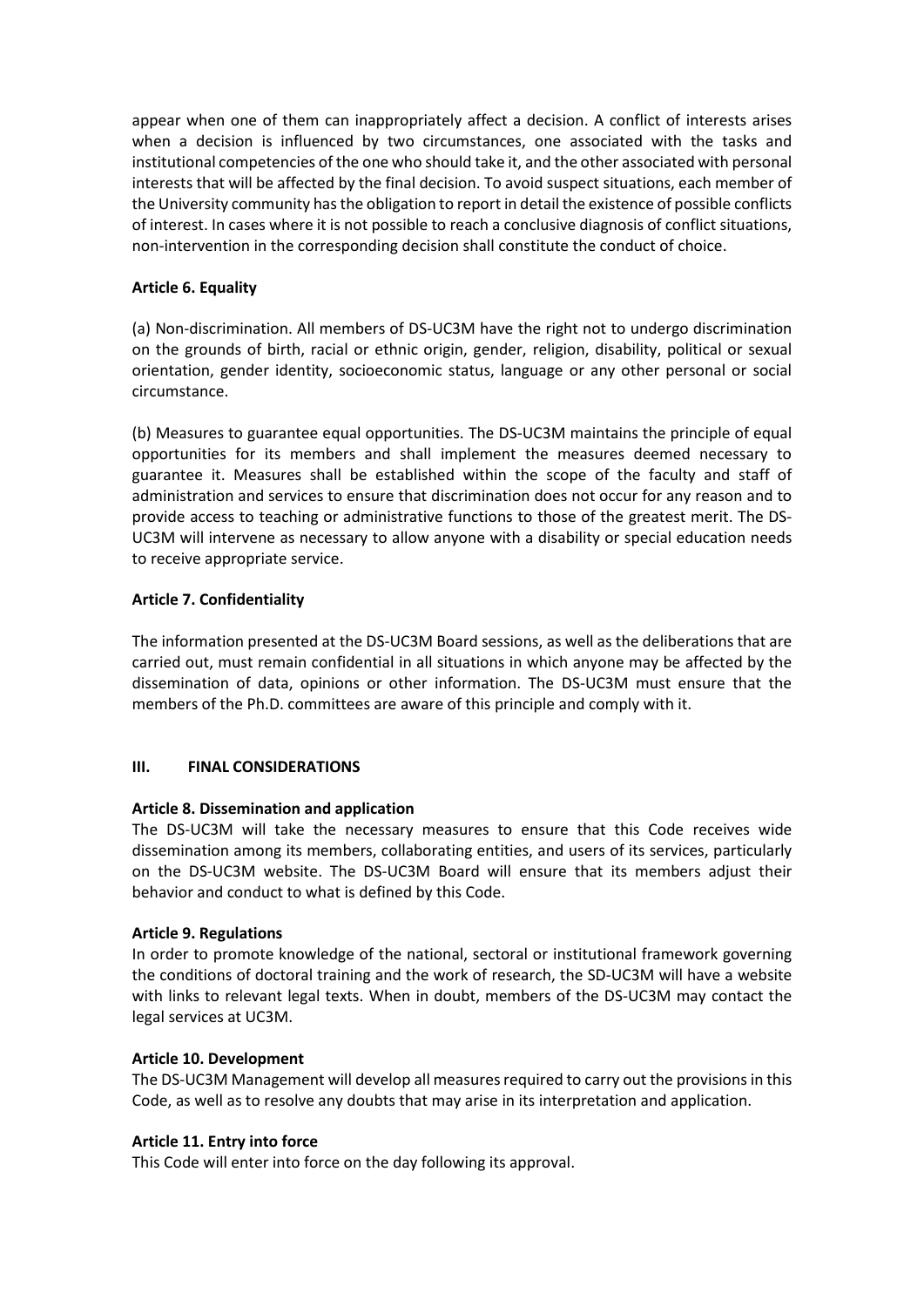appear when one of them can inappropriately affect a decision. A conflict of interests arises when a decision is influenced by two circumstances, one associated with the tasks and institutional competencies of the one who should take it, and the other associated with personal interests that will be affected by the final decision. To avoid suspect situations, each member of the University community has the obligation to report in detail the existence of possible conflicts of interest. In cases where it is not possible to reach a conclusive diagnosis of conflict situations, non-intervention in the corresponding decision shall constitute the conduct of choice.

**Article 6. Equality**

(a) Non-discrimination. All members of DS-UC3M have the right not to undergo discrimination on the grounds of birth, racial or ethnic origin, gender, religion, disability, political or sexual orientation, gender identity, socioeconomic status, language or any other personal or social circumstance.

(b) Measures to guarantee equal opportunities. The DS-UC3M maintains the principle of equal opportunities for its members and shall implement the measures deemed necessary to guarantee it. Measures shall be established within the scope of the faculty and staff of administration and services to ensure that discrimination does not occur for any reason and to provide access to teaching or administrative functions to those of the greatest merit. The DS-UC3M will intervene as necessary to allow anyone with a disability or special education needs to receive appropriate service.

**Article 7. Confidentiality**

The information presented at the DS-UC3M Board sessions, as well as the deliberations that are carried out, must remain confidential in all situations in which anyone may be affected by the dissemination of data, opinions or other information. The DS-UC3M must ensure that the members of the Ph.D. committees are aware of this principle and comply with it.

## III. FINAL CONSIDERATIONS

**Article 8. Dissemination and application**

The DS-UC3M will take the necessary measures to ensure that this Code receives wide dissemination among its members, collaborating entities, and users of its services, particularly on the DS-UC3M website. The DS-UC3M Board will ensure that its members adjust their behavior and conduct to what is defined by this Code.

**Article 9. Regulations**

In order to promote knowledge of the national, sectoral or institutional framework governing the conditions of doctoral training and the work of research, the SD-UC3M will have a website with links to relevant legal texts. When in doubt, members of the DS-UC3M may contact the legal services at UC3M.

**Article 10. Development**

The DS-UC3M Management will develop all measures required to carry out the provisions in this Code, as well as to resolve any doubts that may arise in its interpretation and application.

**Article 11. Entry into force**

This Code will enter into force on the day following its approval.